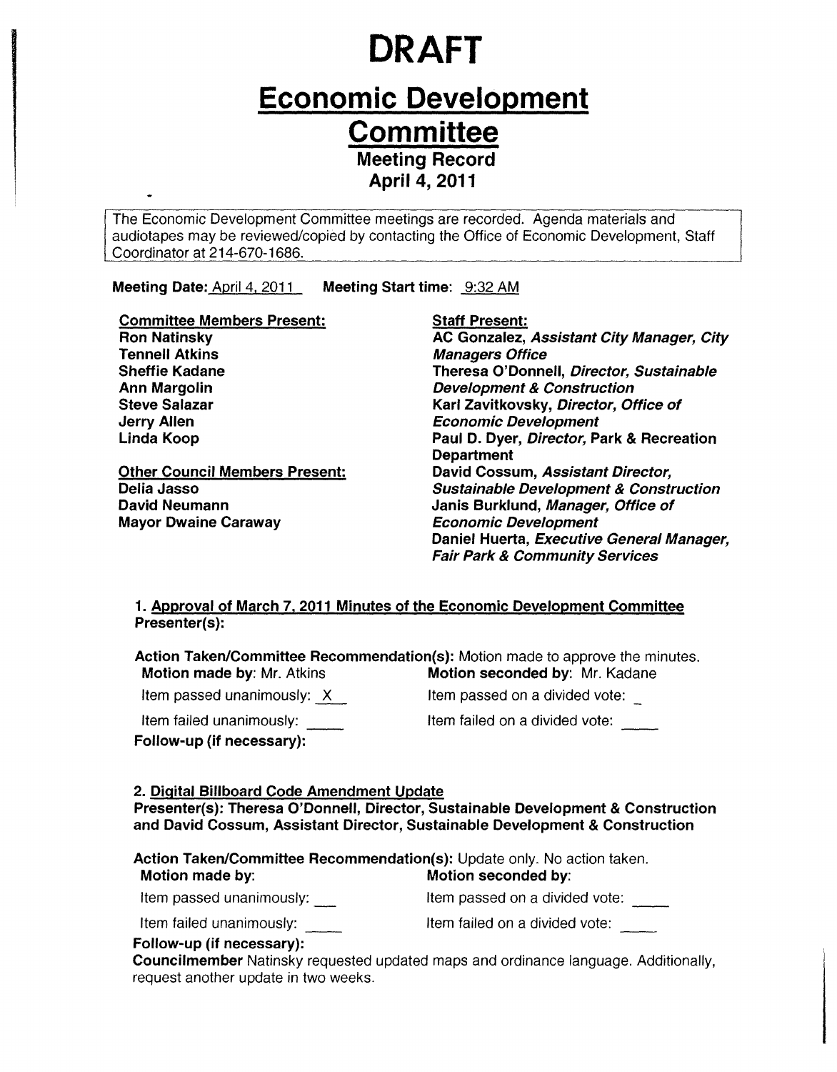# DRAFT

# Economic Development Committee

## Meeting Record
## April 4, 2011

The Economic Development Committee meetings are recorded. Agenda materials and audiotapes may be reviewed/copied by contacting the Office of Economic Development, Staff Coordinator at 214-670-1686.

**Meeting Date:** April 4, 2011 **Meeting Start time:** 9:32 AM

**Committee Members Present:**
**Ron Natinsky**
**Tennell Atkins**
**Sheffie Kadane**
**Ann Margolin**
**Steve Salazar**
**Jerry Allen**
**Linda Koop**

**Other Council Members Present:**
**Delia Jasso**
**David Neumann**
**Mayor Dwaine Caraway**

**Staff Present:**
**AC Gonzalez, *Assistant City Manager, City Managers Office***
**Theresa O'Donnell, *Director, Sustainable Development & Construction***
**Karl Zavitkovsky, *Director, Office of Economic Development***
**Paul D. Dyer, *Director,* Park & Recreation Department**
**David Cossum, *Assistant Director, Sustainable Development & Construction***
**Janis Burklund, *Manager, Office of Economic Development***
**Daniel Huerta, *Executive General Manager, Fair Park & Community Services***

**1. Approval of March 7, 2011 Minutes of the Economic Development Committee**
**Presenter(s):**

**Action Taken/Committee Recommendation(s):** Motion made to approve the minutes.
**Motion made by**: Mr. Atkins **Motion seconded by**: Mr. Kadane
Item passed unanimously: X Item passed on a divided vote: \_
Item failed unanimously: \_\_\_\_ Item failed on a divided vote: \_\_\_\_
**Follow-up (if necessary):**

**2. Digital Billboard Code Amendment Update**
**Presenter(s): Theresa O'Donnell, Director, Sustainable Development & Construction and David Cossum, Assistant Director, Sustainable Development & Construction**

**Action Taken/Committee Recommendation(s):** Update only. No action taken.
**Motion made by**: **Motion seconded by**:
Item passed unanimously: \_\_\_ Item passed on a divided vote: \_\_\_\_
Item failed unanimously: \_\_\_\_ Item failed on a divided vote: \_\_\_\_
**Follow-up (if necessary):**
**Councilmember** Natinsky requested updated maps and ordinance language. Additionally, request another update in two weeks.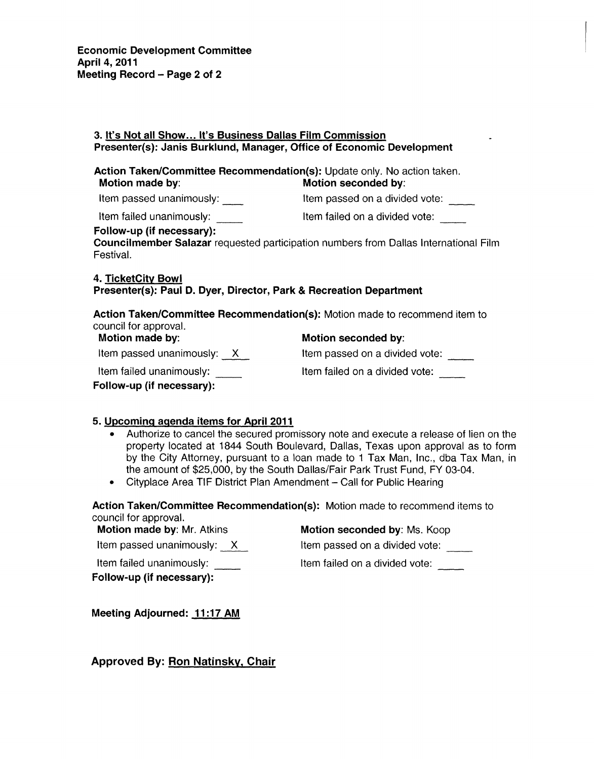**Economic Development Committee**
**April 4, 2011**
**Meeting Record – Page 2 of 2**

**3. It's Not all Show... It's Business Dallas Film Commission**
**Presenter(s): Janis Burklund, Manager, Office of Economic Development**

**Action Taken/Committee Recommendation(s):** Update only. No action taken.

**Motion made by**: **Motion seconded by**:

Item passed unanimously: ___ Item passed on a divided vote: ___

Item failed unanimously: ___ Item failed on a divided vote: ___

**Follow-up (if necessary):**
**Councilmember Salazar** requested participation numbers from Dallas International Film Festival.

**4. TicketCity Bowl**
**Presenter(s): Paul D. Dyer, Director, Park & Recreation Department**

**Action Taken/Committee Recommendation(s):** Motion made to recommend item to council for approval.

**Motion made by**: **Motion seconded by**:

Item passed unanimously: X Item passed on a divided vote: ___

Item failed unanimously: ___ Item failed on a divided vote: ___

**Follow-up (if necessary):**

**5. Upcoming agenda items for April 2011**

- Authorize to cancel the secured promissory note and execute a release of lien on the property located at 1844 South Boulevard, Dallas, Texas upon approval as to form by the City Attorney, pursuant to a loan made to 1 Tax Man, Inc., dba Tax Man, in the amount of $25,000, by the South Dallas/Fair Park Trust Fund, FY 03-04.
- Cityplace Area TIF District Plan Amendment – Call for Public Hearing

**Action Taken/Committee Recommendation(s):** Motion made to recommend items to council for approval.

**Motion made by**: Mr. Atkins **Motion seconded by**: Ms. Koop

Item passed unanimously: X Item passed on a divided vote: ___

Item failed unanimously: ___ Item failed on a divided vote: ___

**Follow-up (if necessary):**

**Meeting Adjourned: 11:17 AM**

**Approved By: Ron Natinsky, Chair**